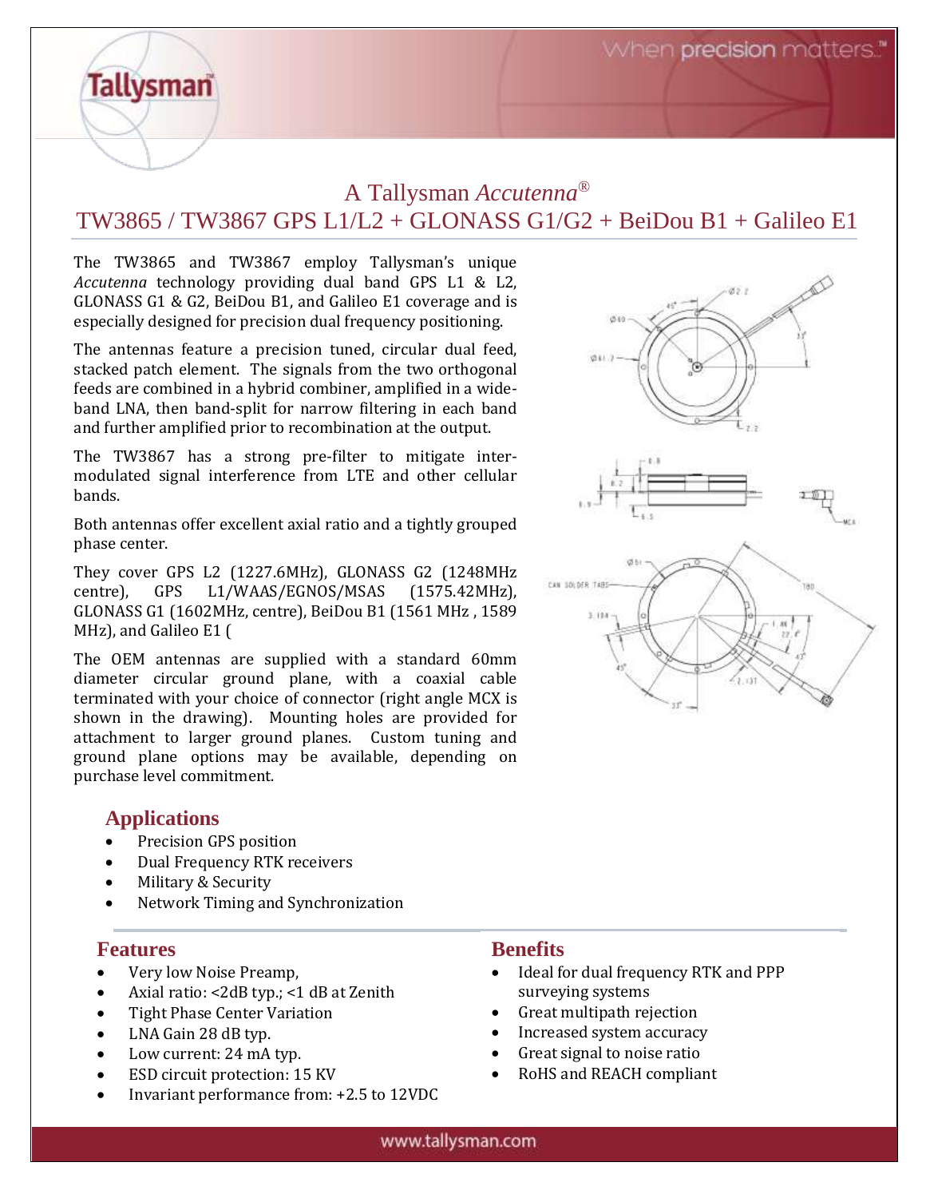# A Tallysman *Accutenna*®

## TW3865 / TW3867 GPS L1/L2 + GLONASS G1/G2 + BeiDou B1 + Galileo E1

The TW3865 and TW3867 employ Tallysman's unique *Accutenna* technology providing dual band GPS L1 & L2, GLONASS G1 & G2, BeiDou B1, and Galileo E1 coverage and is especially designed for precision dual frequency positioning.

The antennas feature a precision tuned, circular dual feed, stacked patch element. The signals from the two orthogonal feeds are combined in a hybrid combiner, amplified in a wide-band LNA, then band-split for narrow filtering in each band and further amplified prior to recombination at the output.

The TW3867 has a strong pre-filter to mitigate inter-modulated signal interference from LTE and other cellular bands.

Both antennas offer excellent axial ratio and a tightly grouped phase center.

They cover GPS L2 (1227.6MHz), GLONASS G2 (1248MHz centre), GPS L1/WAAS/EGNOS/MSAS (1575.42MHz), GLONASS G1 (1602MHz, centre), BeiDou B1 (1561 MHz , 1589 MHz), and Galileo E1 (

The OEM antennas are supplied with a standard 60mm diameter circular ground plane, with a coaxial cable terminated with your choice of connector (right angle MCX is shown in the drawing). Mounting holes are provided for attachment to larger ground planes. Custom tuning and ground plane options may be available, depending on purchase level commitment.

### Applications

- Precision GPS position
- Dual Frequency RTK receivers
- Military & Security
- Network Timing and Synchronization

### Features

- Very low Noise Preamp,
- Axial ratio: <2dB typ.; <1 dB at Zenith
- Tight Phase Center Variation
- LNA Gain 28 dB typ.
- Low current: 24 mA typ.
- ESD circuit protection: 15 KV
- Invariant performance from: +2.5 to 12VDC

### Benefits

- Ideal for dual frequency RTK and PPP surveying systems
- Great multipath rejection
- Increased system accuracy
- Great signal to noise ratio
- RoHS and REACH compliant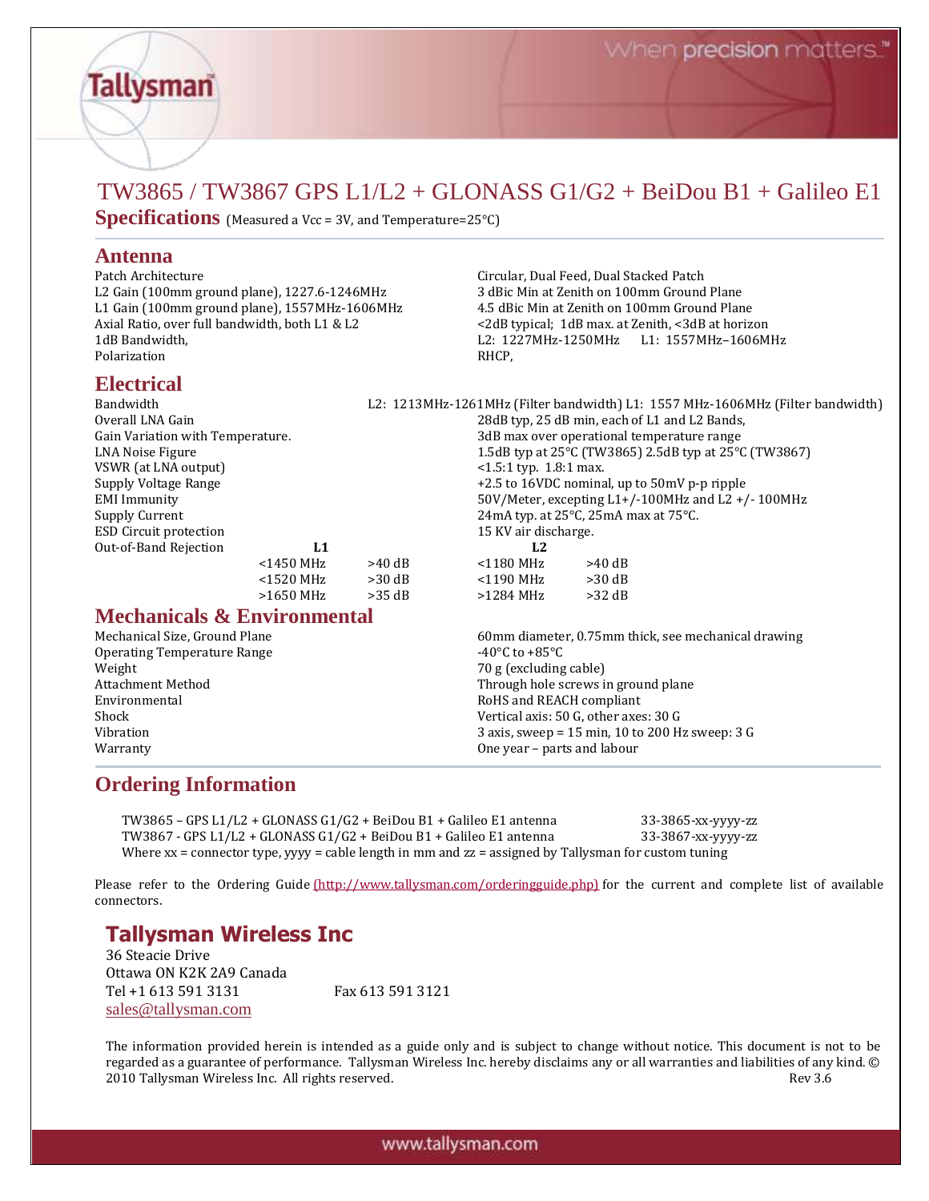# TW3865 / TW3867 GPS L1/L2 + GLONASS G1/G2 + BeiDou B1 + Galileo E1

**Specifications** (Measured a Vcc = 3V, and Temperature=25°C)

## Antenna

| | |
|---|---|
| Patch Architecture | Circular, Dual Feed, Dual Stacked Patch |
| L2 Gain (100mm ground plane), 1227.6-1246MHz | 3 dBic Min at Zenith on 100mm Ground Plane |
| L1 Gain (100mm ground plane), 1557MHz-1606MHz | 4.5 dBic Min at Zenith on 100mm Ground Plane |
| Axial Ratio, over full bandwidth, both L1 & L2 | <2dB typical; 1dB max. at Zenith, <3dB at horizon |
| 1dB Bandwidth, | L2: 1227MHz-1250MHz L1: 1557MHz–1606MHz |
| Polarization | RHCP, |

## Electrical

| | |
|---|---|
| Bandwidth | L2: 1213MHz-1261MHz (Filter bandwidth) L1: 1557 MHz-1606MHz (Filter bandwidth) |
| Overall LNA Gain | 28dB typ, 25 dB min, each of L1 and L2 Bands, |
| Gain Variation with Temperature. | 3dB max over operational temperature range |
| LNA Noise Figure | 1.5dB typ at 25°C (TW3865) 2.5dB typ at 25°C (TW3867) |
| VSWR (at LNA output) | <1.5:1 typ. 1.8:1 max. |
| Supply Voltage Range | +2.5 to 16VDC nominal, up to 50mV p-p ripple |
| EMI Immunity | 50V/Meter, excepting L1+/-100MHz and L2 +/- 100MHz |
| Supply Current | 24mA typ. at 25°C, 25mA max at 75°C. |
| ESD Circuit protection | 15 KV air discharge. |

| Out-of-Band Rejection | L1 | | L2 | |
|---|---|---|---|---|
| | <1450 MHz | >40 dB | <1180 MHz | >40 dB |
| | <1520 MHz | >30 dB | <1190 MHz | >30 dB |
| | >1650 MHz | >35 dB | >1284 MHz | >32 dB |

## Mechanicals & Environmental

| | |
|---|---|
| Mechanical Size, Ground Plane | 60mm diameter, 0.75mm thick, see mechanical drawing |
| Operating Temperature Range | -40°C to +85°C |
| Weight | 70 g (excluding cable) |
| Attachment Method | Through hole screws in ground plane |
| Environmental | RoHS and REACH compliant |
| Shock | Vertical axis: 50 G, other axes: 30 G |
| Vibration | 3 axis, sweep = 15 min, 10 to 200 Hz sweep: 3 G |
| Warranty | One year – parts and labour |

## Ordering Information

| | |
|---|---|
| TW3865 – GPS L1/L2 + GLONASS G1/G2 + BeiDou B1 + Galileo E1 antenna | 33-3865-xx-yyyy-zz |
| TW3867 - GPS L1/L2 + GLONASS G1/G2 + BeiDou B1 + Galileo E1 antenna | 33-3867-xx-yyyy-zz |

Where xx = connector type, yyyy = cable length in mm and zz = assigned by Tallysman for custom tuning

Please refer to the Ordering Guide (http://www.tallysman.com/orderingguide.php) for the current and complete list of available connectors.

## Tallysman Wireless Inc

36 Steacie Drive
Ottawa ON K2K 2A9 Canada
Tel +1 613 591 3131 Fax 613 591 3121
sales@tallysman.com

The information provided herein is intended as a guide only and is subject to change without notice. This document is not to be regarded as a guarantee of performance. Tallysman Wireless Inc. hereby disclaims any or all warranties and liabilities of any kind. © 2010 Tallysman Wireless Inc. All rights reserved. Rev 3.6